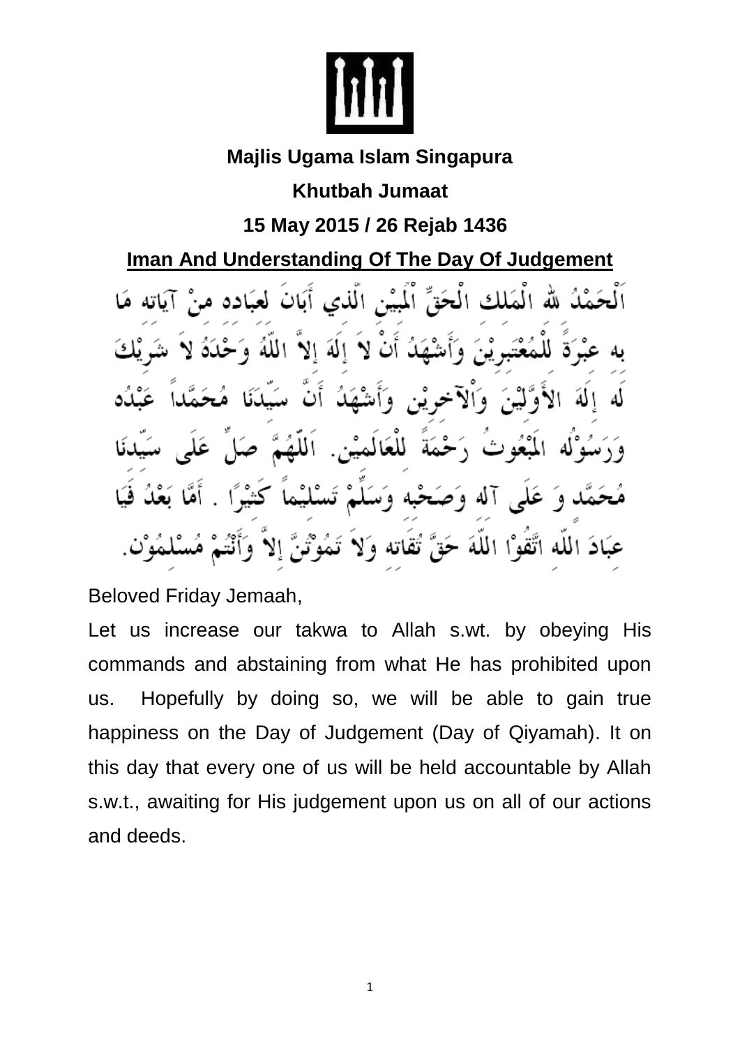**Majlis Ugama Islam Singapura**

**Khutbah Jumaat**

**15 May 2015 / 26 Rejab 1436**

## Iman And Understanding Of The Day Of Judgement

اَلْحَمْدُ لله الْمَلكِ الْحَقِّ الْمُبِيْنِ الَّذي أَبَانَ لعبَاده منْ آيَاته مَا به عبْرَةً لِلْمُعْتَبِرِيْنَ وَأَشْهَدُ أَنْ لاَ إِلَهَ إِلاَّ اللّهُ وَحْدَهُ لاَ شَرِيْكَ لَه إِلَهَ الأَوَّلِيْنَ وَالآخرِيْن وَأَشْهَدُ أَنَّ سَيِّدَنَا مُحَمَّداً عَبْدُه وَرَسُوْلُه الْمَبْعُوثُ رَحْمَةً لِلْعَالَمِيْن. اَللّهُمَّ صَلِّ عَلَى سَيِّدنَا مُحَمَّد وَ عَلَى آله وَصَحْبِه وَسَلِّمْ تَسْلِيْماً كَثِيْرًا . أَمَّا بَعْدُ فَيَا عِبَادَ اللّه اتَّقُوْا اللّهَ حَقَّ تُقَاته وَلاَ تَمُوْتُنَّ إِلاَّ وَأَنْتُمْ مُسْلمُوْن.

Beloved Friday Jemaah,

Let us increase our takwa to Allah s.wt. by obeying His commands and abstaining from what He has prohibited upon us. Hopefully by doing so, we will be able to gain true happiness on the Day of Judgement (Day of Qiyamah). It on this day that every one of us will be held accountable by Allah s.w.t., awaiting for His judgement upon us on all of our actions and deeds.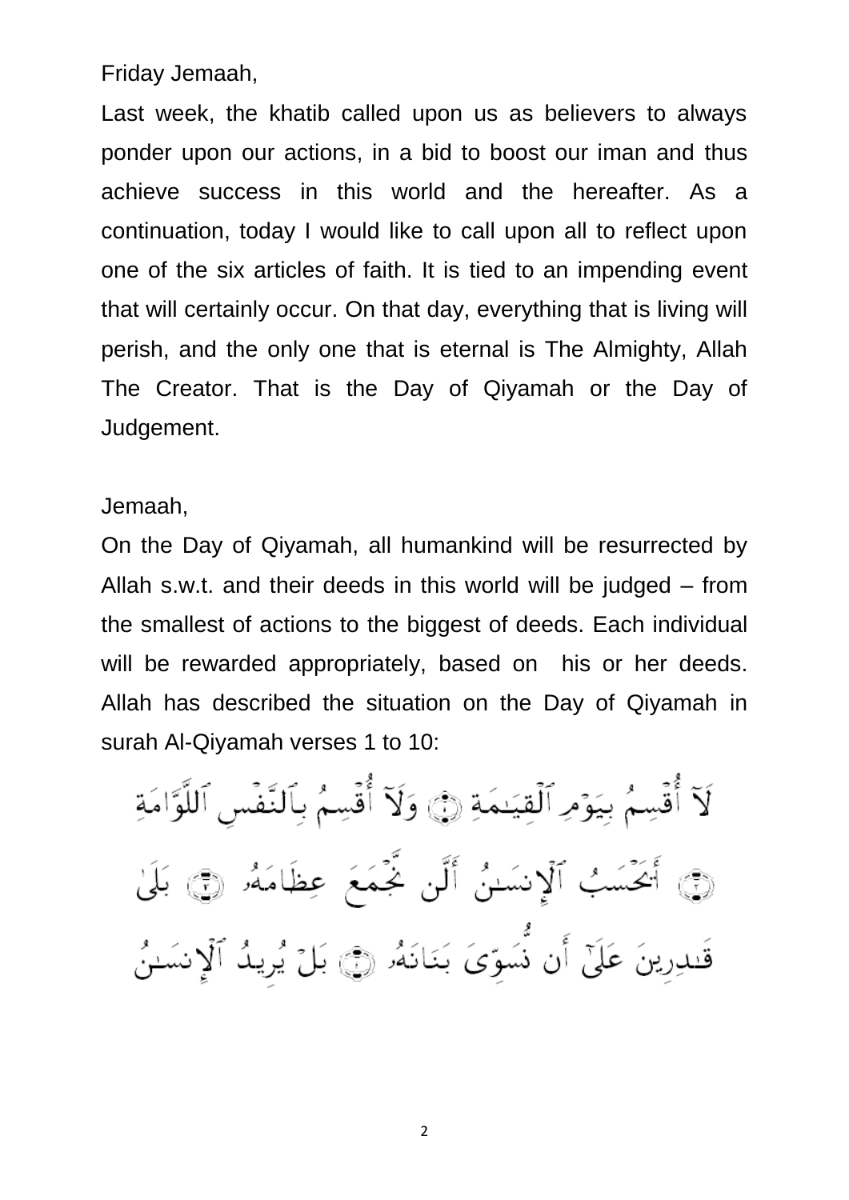Friday Jemaah,

Last week, the khatib called upon us as believers to always ponder upon our actions, in a bid to boost our iman and thus achieve success in this world and the hereafter. As a continuation, today I would like to call upon all to reflect upon one of the six articles of faith. It is tied to an impending event that will certainly occur. On that day, everything that is living will perish, and the only one that is eternal is The Almighty, Allah The Creator. That is the Day of Qiyamah or the Day of Judgement.

Jemaah,

On the Day of Qiyamah, all humankind will be resurrected by Allah s.w.t. and their deeds in this world will be judged – from the smallest of actions to the biggest of deeds. Each individual will be rewarded appropriately, based on his or her deeds. Allah has described the situation on the Day of Qiyamah in surah Al-Qiyamah verses 1 to 10:

لَآ أُقْسِمُ بِيَوْمِ ٱلْقِيَـٰمَةِ ﴿١﴾ وَلَآ أُقْسِمُ بِٱلنَّفْسِ ٱللَّوَّامَةِ ﴿٢﴾ أَيَحْسَبُ ٱلْإِنسَـٰنُ أَلَّن نَّجْمَعَ عِظَامَهُۥ ﴿٣﴾ بَلَىٰ قَـٰدِرِينَ عَلَىٰٓ أَن نُّسَوِّىَ بَنَانَهُۥ ﴿٤﴾ بَلْ يُرِيدُ ٱلْإِنسَـٰنُ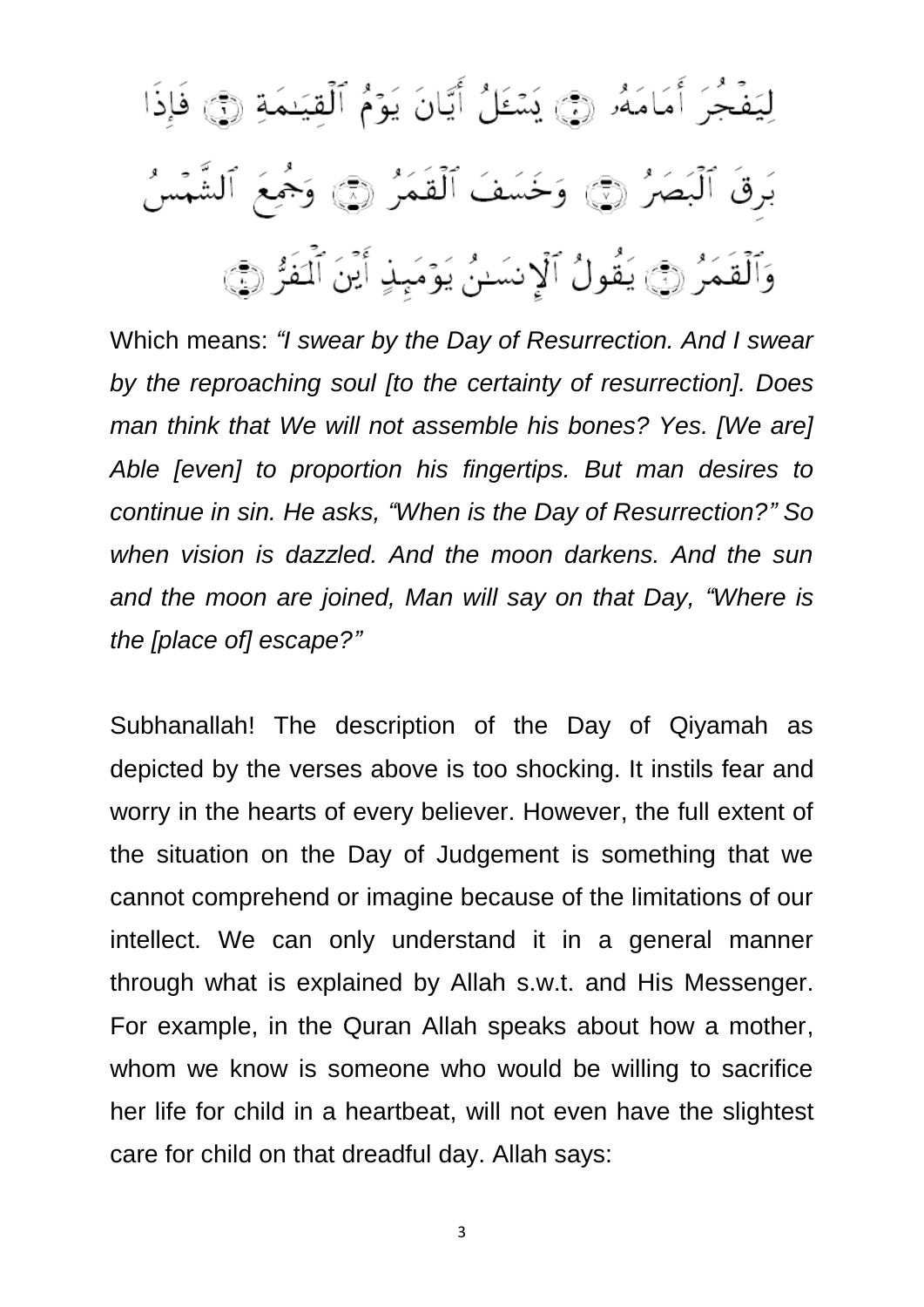لِيَفْجُرَ أَمَامَهُۥ ﴿٥﴾ يَسْـَٔلُ أَيَّانَ يَوْمُ ٱلْقِيَـٰمَةِ ﴿٦﴾ فَإِذَا بَرِقَ ٱلْبَصَرُ ﴿٧﴾ وَخَسَفَ ٱلْقَمَرُ ﴿٨﴾ وَجُمِعَ ٱلشَّمْسُ وَٱلْقَمَرُ ﴿٩﴾ يَقُولُ ٱلْإِنسَـٰنُ يَوْمَئِذٍ أَيْنَ ٱلْمَفَرُّ ﴿١٠﴾

Which means: *"I swear by the Day of Resurrection. And I swear by the reproaching soul [to the certainty of resurrection]. Does man think that We will not assemble his bones? Yes. [We are] Able [even] to proportion his fingertips. But man desires to continue in sin. He asks, "When is the Day of Resurrection?" So when vision is dazzled. And the moon darkens. And the sun and the moon are joined, Man will say on that Day, "Where is the [place of] escape?"*

Subhanallah! The description of the Day of Qiyamah as depicted by the verses above is too shocking. It instils fear and worry in the hearts of every believer. However, the full extent of the situation on the Day of Judgement is something that we cannot comprehend or imagine because of the limitations of our intellect. We can only understand it in a general manner through what is explained by Allah s.w.t. and His Messenger. For example, in the Quran Allah speaks about how a mother, whom we know is someone who would be willing to sacrifice her life for child in a heartbeat, will not even have the slightest care for child on that dreadful day. Allah says: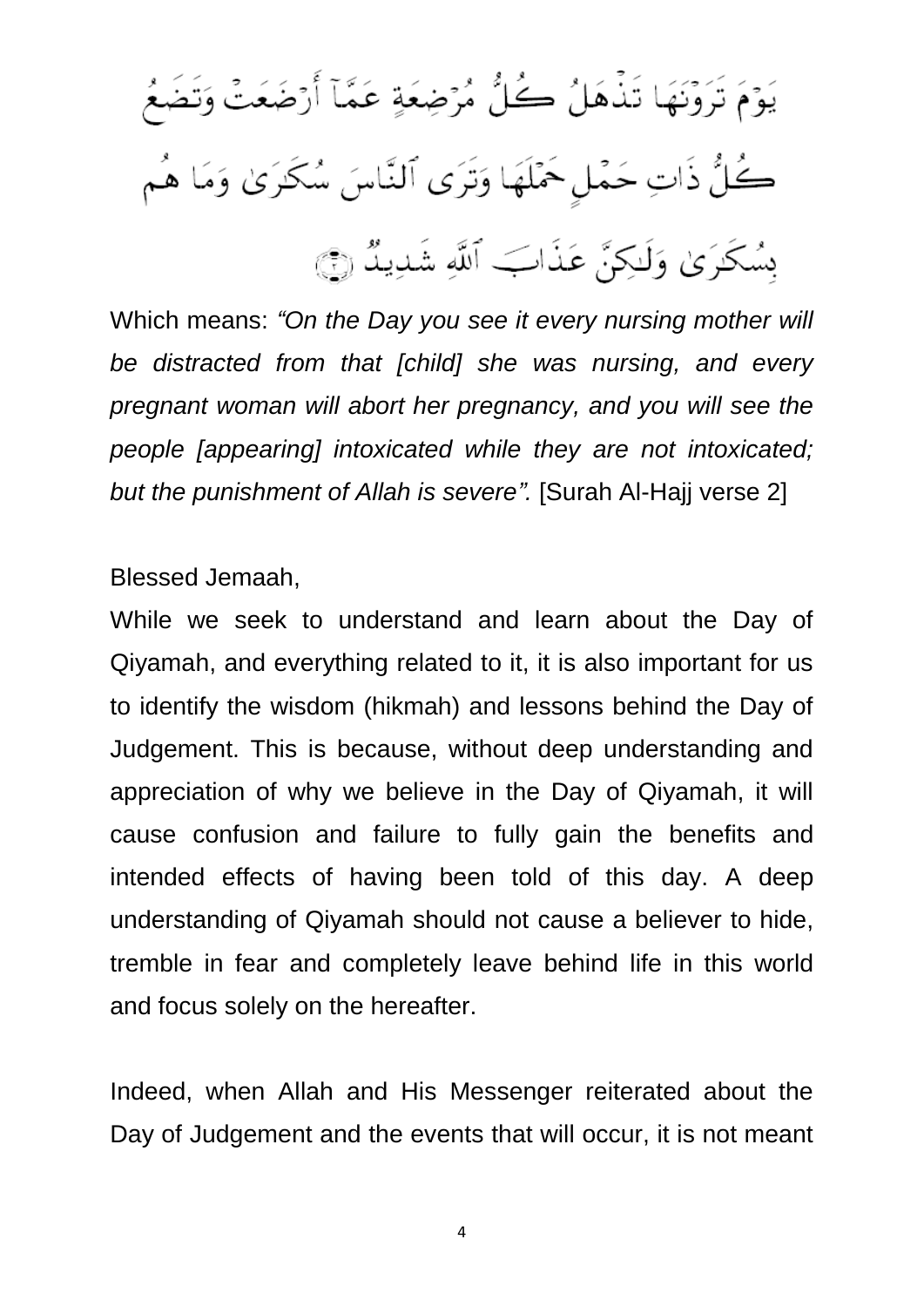يَوْمَ تَرَوْنَهَا تَذْهَلُ كُلُّ مُرْضِعَةٍ عَمَّآ أَرْضَعَتْ وَتَضَعُ كُلُّ ذَاتِ حَمْلٍ حَمْلَهَا وَتَرَى ٱلنَّاسَ سُكَٰرَىٰ وَمَا هُم بِسُكَٰرَىٰ وَلَٰكِنَّ عَذَابَ ٱللَّهِ شَدِيدٌ ﴿٢﴾

Which means: *"On the Day you see it every nursing mother will be distracted from that [child] she was nursing, and every pregnant woman will abort her pregnancy, and you will see the people [appearing] intoxicated while they are not intoxicated; but the punishment of Allah is severe".* [Surah Al-Hajj verse 2]

Blessed Jemaah,

While we seek to understand and learn about the Day of Qiyamah, and everything related to it, it is also important for us to identify the wisdom (hikmah) and lessons behind the Day of Judgement. This is because, without deep understanding and appreciation of why we believe in the Day of Qiyamah, it will cause confusion and failure to fully gain the benefits and intended effects of having been told of this day. A deep understanding of Qiyamah should not cause a believer to hide, tremble in fear and completely leave behind life in this world and focus solely on the hereafter.

Indeed, when Allah and His Messenger reiterated about the Day of Judgement and the events that will occur, it is not meant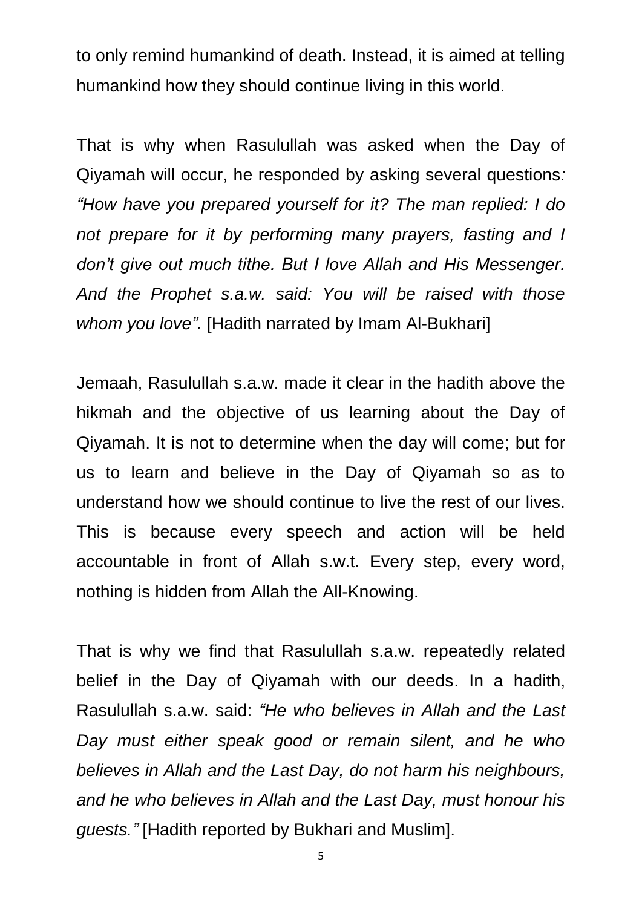to only remind humankind of death. Instead, it is aimed at telling humankind how they should continue living in this world.

That is why when Rasulullah was asked when the Day of Qiyamah will occur, he responded by asking several questions*: "How have you prepared yourself for it? The man replied: I do not prepare for it by performing many prayers, fasting and I don't give out much tithe. But I love Allah and His Messenger. And the Prophet s.a.w. said: You will be raised with those whom you love".* [Hadith narrated by Imam Al-Bukhari]

Jemaah, Rasulullah s.a.w. made it clear in the hadith above the hikmah and the objective of us learning about the Day of Qiyamah. It is not to determine when the day will come; but for us to learn and believe in the Day of Qiyamah so as to understand how we should continue to live the rest of our lives. This is because every speech and action will be held accountable in front of Allah s.w.t. Every step, every word, nothing is hidden from Allah the All-Knowing.

That is why we find that Rasulullah s.a.w. repeatedly related belief in the Day of Qiyamah with our deeds. In a hadith, Rasulullah s.a.w. said: *"He who believes in Allah and the Last Day must either speak good or remain silent, and he who believes in Allah and the Last Day, do not harm his neighbours, and he who believes in Allah and the Last Day, must honour his guests."* [Hadith reported by Bukhari and Muslim].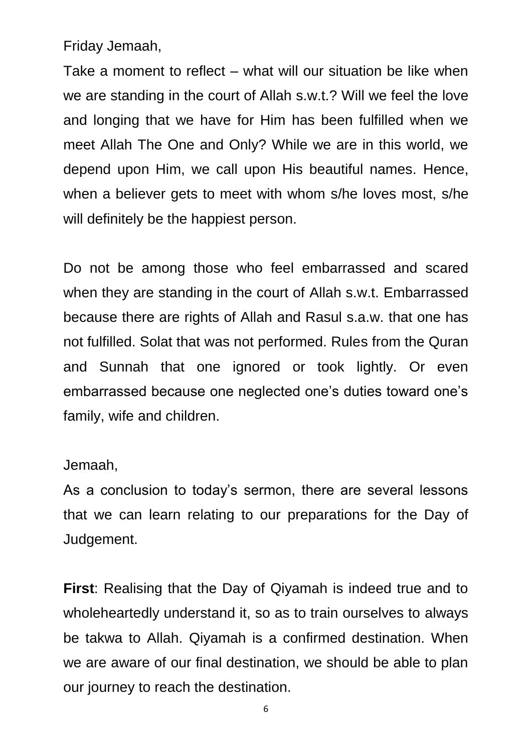Friday Jemaah,

Take a moment to reflect – what will our situation be like when we are standing in the court of Allah s.w.t.? Will we feel the love and longing that we have for Him has been fulfilled when we meet Allah The One and Only? While we are in this world, we depend upon Him, we call upon His beautiful names. Hence, when a believer gets to meet with whom s/he loves most, s/he will definitely be the happiest person.

Do not be among those who feel embarrassed and scared when they are standing in the court of Allah s.w.t. Embarrassed because there are rights of Allah and Rasul s.a.w. that one has not fulfilled. Solat that was not performed. Rules from the Quran and Sunnah that one ignored or took lightly. Or even embarrassed because one neglected one's duties toward one's family, wife and children.

Jemaah,

As a conclusion to today's sermon, there are several lessons that we can learn relating to our preparations for the Day of Judgement.

**First**: Realising that the Day of Qiyamah is indeed true and to wholeheartedly understand it, so as to train ourselves to always be takwa to Allah. Qiyamah is a confirmed destination. When we are aware of our final destination, we should be able to plan our journey to reach the destination.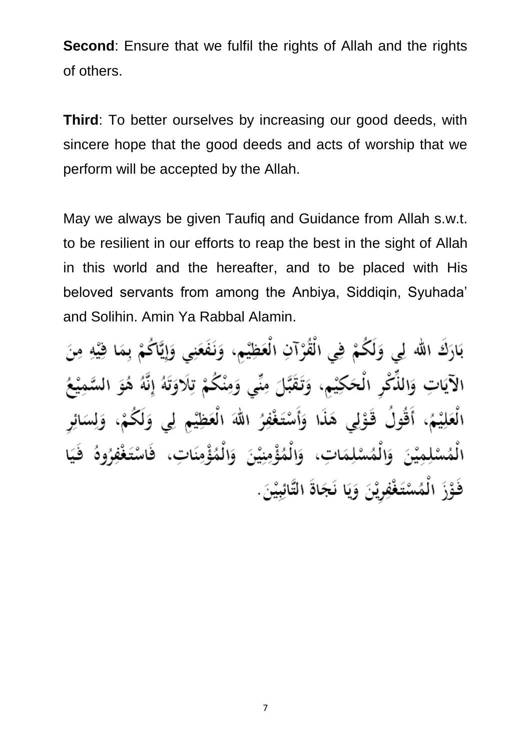**Second**: Ensure that we fulfil the rights of Allah and the rights of others.

**Third**: To better ourselves by increasing our good deeds, with sincere hope that the good deeds and acts of worship that we perform will be accepted by the Allah.

May we always be given Taufiq and Guidance from Allah s.w.t. to be resilient in our efforts to reap the best in the sight of Allah in this world and the hereafter, and to be placed with His beloved servants from among the Anbiya, Siddiqin, Syuhada' and Solihin. Amin Ya Rabbal Alamin.

بَارَكَ اللهُ لِي وَلَكُمْ فِي الْقُرْآنِ الْعَظِيْمِ، وَنَفَعَنِي وَإِيَّاكُمْ بِمَا فِيْهِ مِنَ الآيَاتِ وَالذِّكْرِ الْحَكِيْمِ، وَتَقَبَّلَ مِنِّي وَمِنْكُمْ تِلَاوَتَهُ إِنَّهُ هُوَ السَّمِيْعُ الْعَلِيْمُ، أَقُولُ قَوْلِي هَذَا وَأَسْتَغْفِرُ اللهَ الْعَظِيْمَ لِي وَلَكُمْ، وَلِسَائِرِ الْمُسْلِمِيْنَ وَالْمُسْلِمَاتِ، وَالْمُؤْمِنِيْنَ وَالْمُؤْمِنَاتِ، فَاسْتَغْفِرُوهُ فَيَا فَوْزَ الْمُسْتَغْفِرِيْنَ وَيَا نَجَاةَ التَّائِبِيْنَ.